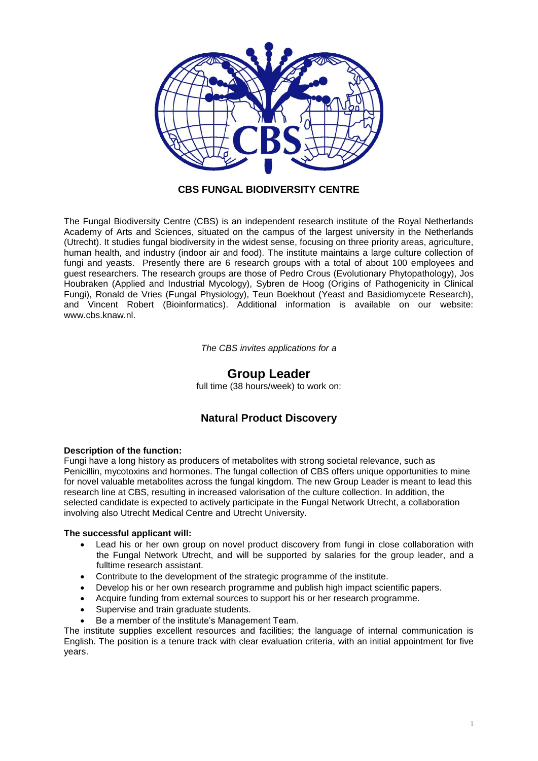# CBS FUNGAL BIODIVERSITY CENTRE

The Fungal Biodiversity Centre (CBS) is an independent research institute of the Royal Netherlands Academy of Arts and Sciences, situated on the campus of the largest university in the Netherlands (Utrecht). It studies fungal biodiversity in the widest sense, focusing on three priority areas, agriculture, human health, and industry (indoor air and food). The institute maintains a large culture collection of fungi and yeasts. Presently there are 6 research groups with a total of about 100 employees and guest researchers. The research groups are those of Pedro Crous (Evolutionary Phytopathology), Jos Houbraken (Applied and Industrial Mycology), Sybren de Hoog (Origins of Pathogenicity in Clinical Fungi), Ronald de Vries (Fungal Physiology), Teun Boekhout (Yeast and Basidiomycete Research), and Vincent Robert (Bioinformatics). Additional information is available on our website: www.cbs.knaw.nl.

*The CBS invites applications for a*

## Group Leader

full time (38 hours/week) to work on:

### Natural Product Discovery

**Description of the function:**

Fungi have a long history as producers of metabolites with strong societal relevance, such as Penicillin, mycotoxins and hormones. The fungal collection of CBS offers unique opportunities to mine for novel valuable metabolites across the fungal kingdom. The new Group Leader is meant to lead this research line at CBS, resulting in increased valorisation of the culture collection. In addition, the selected candidate is expected to actively participate in the Fungal Network Utrecht, a collaboration involving also Utrecht Medical Centre and Utrecht University.

**The successful applicant will:**

- Lead his or her own group on novel product discovery from fungi in close collaboration with the Fungal Network Utrecht, and will be supported by salaries for the group leader, and a fulltime research assistant.
- Contribute to the development of the strategic programme of the institute.
- Develop his or her own research programme and publish high impact scientific papers.
- Acquire funding from external sources to support his or her research programme.
- Supervise and train graduate students.
- Be a member of the institute's Management Team.

The institute supplies excellent resources and facilities; the language of internal communication is English. The position is a tenure track with clear evaluation criteria, with an initial appointment for five years.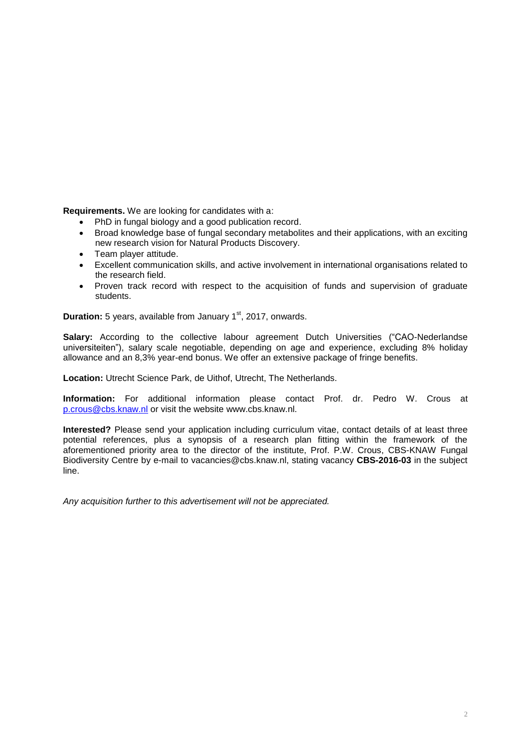**Requirements.** We are looking for candidates with a:

- PhD in fungal biology and a good publication record.
- Broad knowledge base of fungal secondary metabolites and their applications, with an exciting new research vision for Natural Products Discovery.
- Team player attitude.
- Excellent communication skills, and active involvement in international organisations related to the research field.
- Proven track record with respect to the acquisition of funds and supervision of graduate students.

**Duration:** 5 years, available from January 1st, 2017, onwards.

**Salary:** According to the collective labour agreement Dutch Universities ("CAO-Nederlandse universiteiten"), salary scale negotiable, depending on age and experience, excluding 8% holiday allowance and an 8,3% year-end bonus. We offer an extensive package of fringe benefits.

**Location:** Utrecht Science Park, de Uithof, Utrecht, The Netherlands.

**Information:** For additional information please contact Prof. dr. Pedro W. Crous at p.crous@cbs.knaw.nl or visit the website www.cbs.knaw.nl.

**Interested?** Please send your application including curriculum vitae, contact details of at least three potential references, plus a synopsis of a research plan fitting within the framework of the aforementioned priority area to the director of the institute, Prof. P.W. Crous, CBS-KNAW Fungal Biodiversity Centre by e-mail to vacancies@cbs.knaw.nl, stating vacancy **CBS-2016-03** in the subject line.

*Any acquisition further to this advertisement will not be appreciated.*